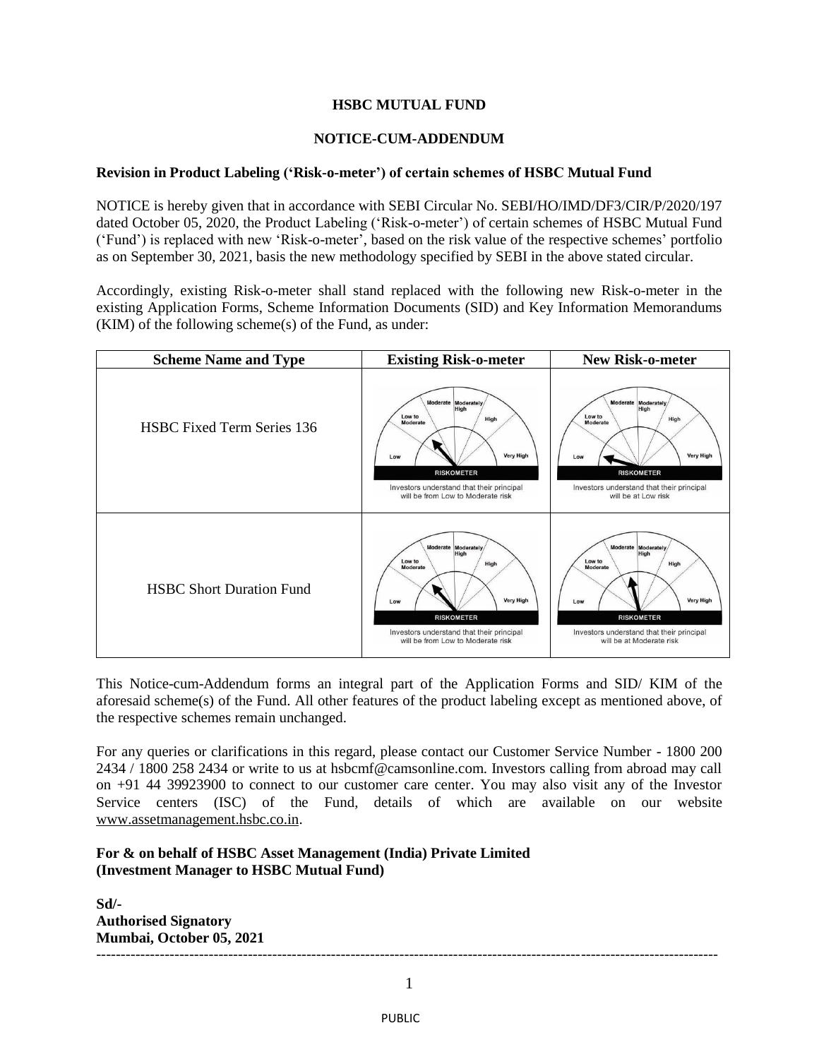**HSBC MUTUAL FUND**

**NOTICE-CUM-ADDENDUM**

**Revision in Product Labeling ('Risk-o-meter') of certain schemes of HSBC Mutual Fund**

NOTICE is hereby given that in accordance with SEBI Circular No. SEBI/HO/IMD/DF3/CIR/P/2020/197 dated October 05, 2020, the Product Labeling ('Risk-o-meter') of certain schemes of HSBC Mutual Fund ('Fund') is replaced with new 'Risk-o-meter', based on the risk value of the respective schemes' portfolio as on September 30, 2021, basis the new methodology specified by SEBI in the above stated circular.

Accordingly, existing Risk-o-meter shall stand replaced with the following new Risk-o-meter in the existing Application Forms, Scheme Information Documents (SID) and Key Information Memorandums (KIM) of the following scheme(s) of the Fund, as under:

| Scheme Name and Type | Existing Risk-o-meter | New Risk-o-meter |
|---|---|---|
| HSBC Fixed Term Series 136 | RISKOMETER<br>Investors understand that their principal will be from Low to Moderate risk | RISKOMETER<br>Investors understand that their principal will be at Low risk |
| HSBC Short Duration Fund | RISKOMETER<br>Investors understand that their principal will be from Low to Moderate risk | RISKOMETER<br>Investors understand that their principal will be at Moderate risk |

This Notice-cum-Addendum forms an integral part of the Application Forms and SID/ KIM of the aforesaid scheme(s) of the Fund. All other features of the product labeling except as mentioned above, of the respective schemes remain unchanged.

For any queries or clarifications in this regard, please contact our Customer Service Number - 1800 200 2434 / 1800 258 2434 or write to us at hsbcmf@camsonline.com. Investors calling from abroad may call on +91 44 39923900 to connect to our customer care center. You may also visit any of the Investor Service centers (ISC) of the Fund, details of which are available on our website www.assetmanagement.hsbc.co.in.

**For & on behalf of HSBC Asset Management (India) Private Limited**
**(Investment Manager to HSBC Mutual Fund)**

**Sd/-**
**Authorised Signatory**
**Mumbai, October 05, 2021**

---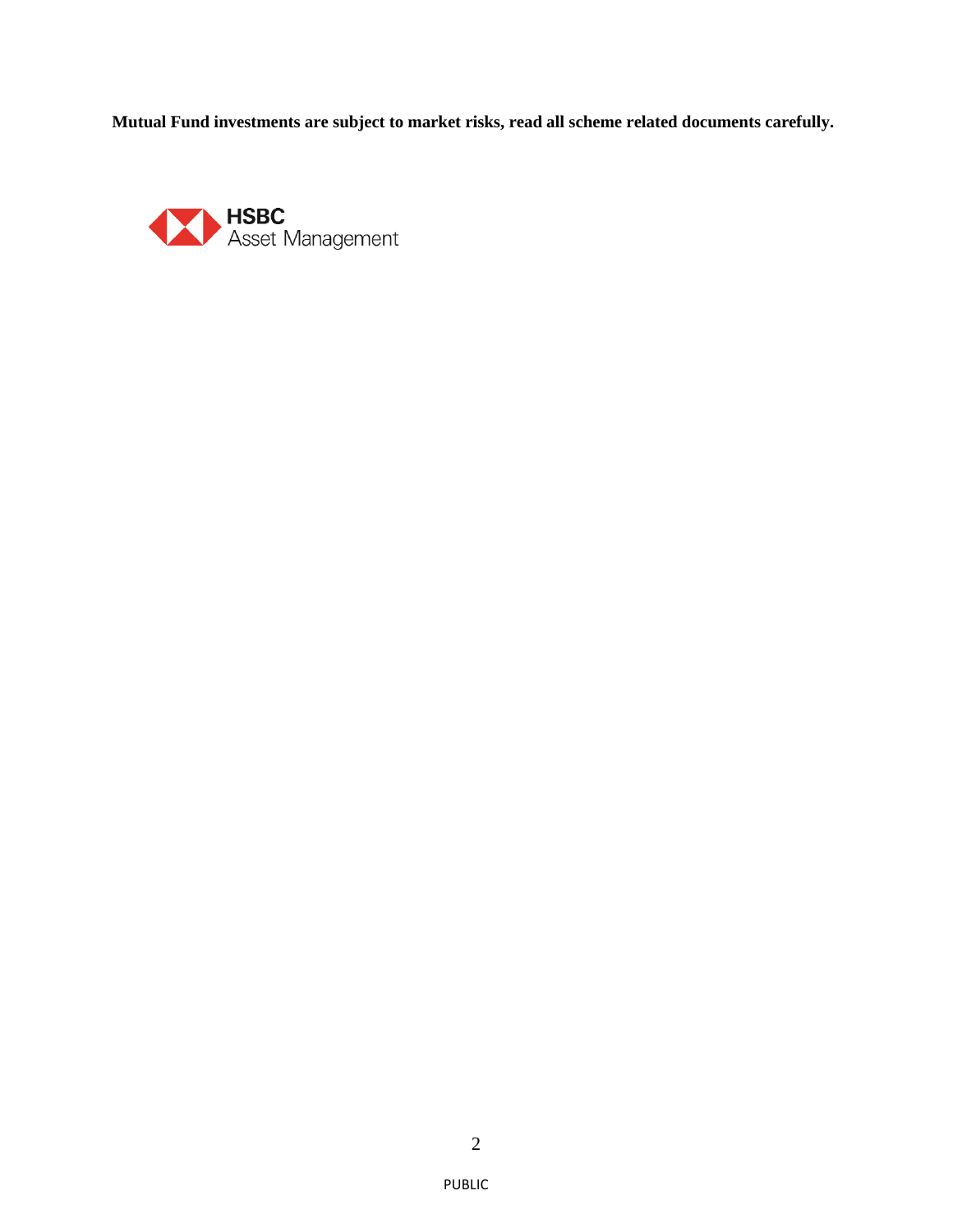**Mutual Fund investments are subject to market risks, read all scheme related documents carefully.**

HSBC
Asset Management

PUBLIC